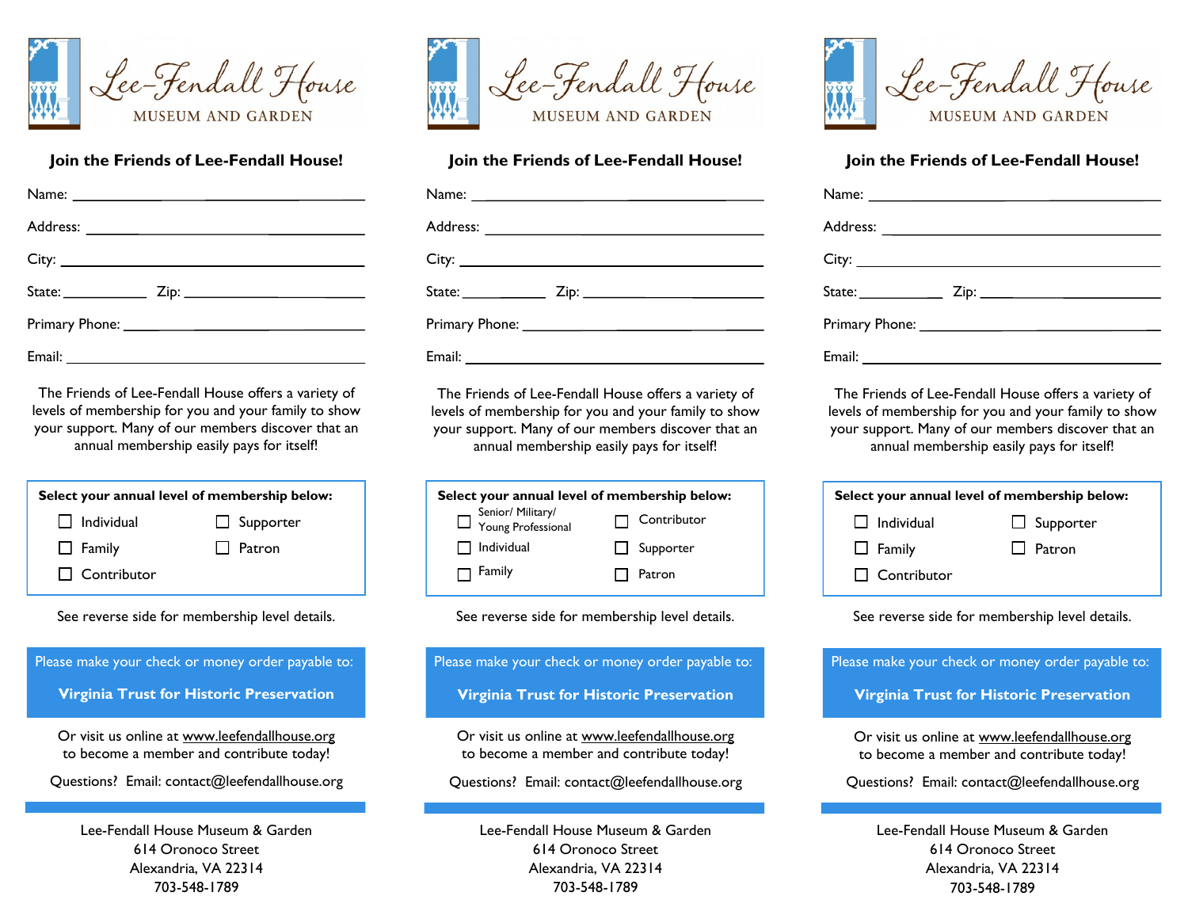# Lee-Fendall House

MUSEUM AND GARDEN

## Join the Friends of Lee-Fendall House!

Name: ______________________________

Address: ______________________________

City: ______________________________

State: __________ Zip: ______________

Primary Phone: ______________________________

Email: ______________________________

The Friends of Lee-Fendall House offers a variety of levels of membership for you and your family to show your support. Many of our members discover that an annual membership easily pays for itself!

**Select your annual level of membership below:**

- ☐ Individual
- ☐ Supporter
- ☐ Family
- ☐ Patron
- ☐ Contributor

See reverse side for membership level details.

Please make your check or money order payable to:

**Virginia Trust for Historic Preservation**

Or visit us online at www.leefendallhouse.org to become a member and contribute today!

Questions? Email: contact@leefendallhouse.org

Lee-Fendall House Museum & Garden
614 Oronoco Street
Alexandria, VA 22314
703-548-1789

---

# Lee-Fendall House

MUSEUM AND GARDEN

## Join the Friends of Lee-Fendall House!

Name: ______________________________

Address: ______________________________

City: ______________________________

State: __________ Zip: ______________

Primary Phone: ______________________________

Email: ______________________________

The Friends of Lee-Fendall House offers a variety of levels of membership for you and your family to show your support. Many of our members discover that an annual membership easily pays for itself!

**Select your annual level of membership below:**

- ☐ Senior/ Military/ Young Professional
- ☐ Contributor
- ☐ Individual
- ☐ Supporter
- ☐ Family
- ☐ Patron

See reverse side for membership level details.

Please make your check or money order payable to:

**Virginia Trust for Historic Preservation**

Or visit us online at www.leefendallhouse.org to become a member and contribute today!

Questions? Email: contact@leefendallhouse.org

Lee-Fendall House Museum & Garden
614 Oronoco Street
Alexandria, VA 22314
703-548-1789

---

# Lee-Fendall House

MUSEUM AND GARDEN

## Join the Friends of Lee-Fendall House!

Name: ______________________________

Address: ______________________________

City: ______________________________

State: __________ Zip: ______________

Primary Phone: ______________________________

Email: ______________________________

The Friends of Lee-Fendall House offers a variety of levels of membership for you and your family to show your support. Many of our members discover that an annual membership easily pays for itself!

**Select your annual level of membership below:**

- ☐ Individual
- ☐ Supporter
- ☐ Family
- ☐ Patron
- ☐ Contributor

See reverse side for membership level details.

Please make your check or money order payable to:

**Virginia Trust for Historic Preservation**

Or visit us online at www.leefendallhouse.org to become a member and contribute today!

Questions? Email: contact@leefendallhouse.org

Lee-Fendall House Museum & Garden
614 Oronoco Street
Alexandria, VA 22314
703-548-1789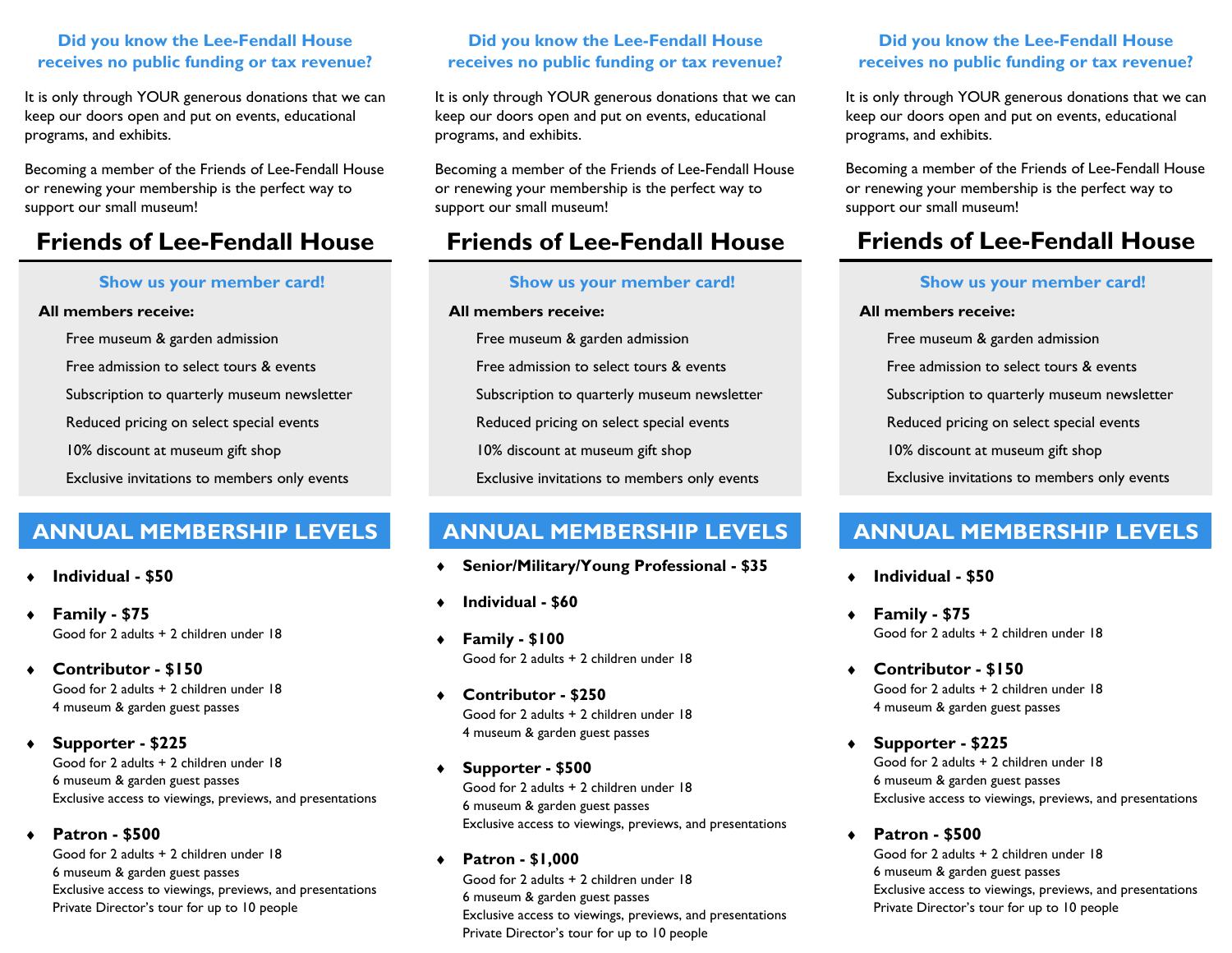### Did you know the Lee-Fendall House receives no public funding or tax revenue?

It is only through YOUR generous donations that we can keep our doors open and put on events, educational programs, and exhibits.

Becoming a member of the Friends of Lee-Fendall House or renewing your membership is the perfect way to support our small museum!

## Friends of Lee-Fendall House

### Show us your member card!

**All members receive:**

- Free museum & garden admission
- Free admission to select tours & events
- Subscription to quarterly museum newsletter
- Reduced pricing on select special events
- 10% discount at museum gift shop
- Exclusive invitations to members only events

## ANNUAL MEMBERSHIP LEVELS

- **Individual - $50**
- **Family - $75**
  Good for 2 adults + 2 children under 18
- **Contributor - $150**
  Good for 2 adults + 2 children under 18
  4 museum & garden guest passes
- **Supporter - $225**
  Good for 2 adults + 2 children under 18
  6 museum & garden guest passes
  Exclusive access to viewings, previews, and presentations
- **Patron - $500**
  Good for 2 adults + 2 children under 18
  6 museum & garden guest passes
  Exclusive access to viewings, previews, and presentations
  Private Director's tour for up to 10 people

### Did you know the Lee-Fendall House receives no public funding or tax revenue?

It is only through YOUR generous donations that we can keep our doors open and put on events, educational programs, and exhibits.

Becoming a member of the Friends of Lee-Fendall House or renewing your membership is the perfect way to support our small museum!

## Friends of Lee-Fendall House

### Show us your member card!

**All members receive:**

- Free museum & garden admission
- Free admission to select tours & events
- Subscription to quarterly museum newsletter
- Reduced pricing on select special events
- 10% discount at museum gift shop
- Exclusive invitations to members only events

## ANNUAL MEMBERSHIP LEVELS

- **Senior/Military/Young Professional - $35**
- **Individual - $60**
- **Family - $100**
  Good for 2 adults + 2 children under 18
- **Contributor - $250**
  Good for 2 adults + 2 children under 18
  4 museum & garden guest passes
- **Supporter - $500**
  Good for 2 adults + 2 children under 18
  6 museum & garden guest passes
  Exclusive access to viewings, previews, and presentations
- **Patron - $1,000**
  Good for 2 adults + 2 children under 18
  6 museum & garden guest passes
  Exclusive access to viewings, previews, and presentations
  Private Director's tour for up to 10 people

### Did you know the Lee-Fendall House receives no public funding or tax revenue?

It is only through YOUR generous donations that we can keep our doors open and put on events, educational programs, and exhibits.

Becoming a member of the Friends of Lee-Fendall House or renewing your membership is the perfect way to support our small museum!

## Friends of Lee-Fendall House

### Show us your member card!

**All members receive:**

- Free museum & garden admission
- Free admission to select tours & events
- Subscription to quarterly museum newsletter
- Reduced pricing on select special events
- 10% discount at museum gift shop
- Exclusive invitations to members only events

## ANNUAL MEMBERSHIP LEVELS

- **Individual - $50**
- **Family - $75**
  Good for 2 adults + 2 children under 18
- **Contributor - $150**
  Good for 2 adults + 2 children under 18
  4 museum & garden guest passes
- **Supporter - $225**
  Good for 2 adults + 2 children under 18
  6 museum & garden guest passes
  Exclusive access to viewings, previews, and presentations
- **Patron - $500**
  Good for 2 adults + 2 children under 18
  6 museum & garden guest passes
  Exclusive access to viewings, previews, and presentations
  Private Director's tour for up to 10 people